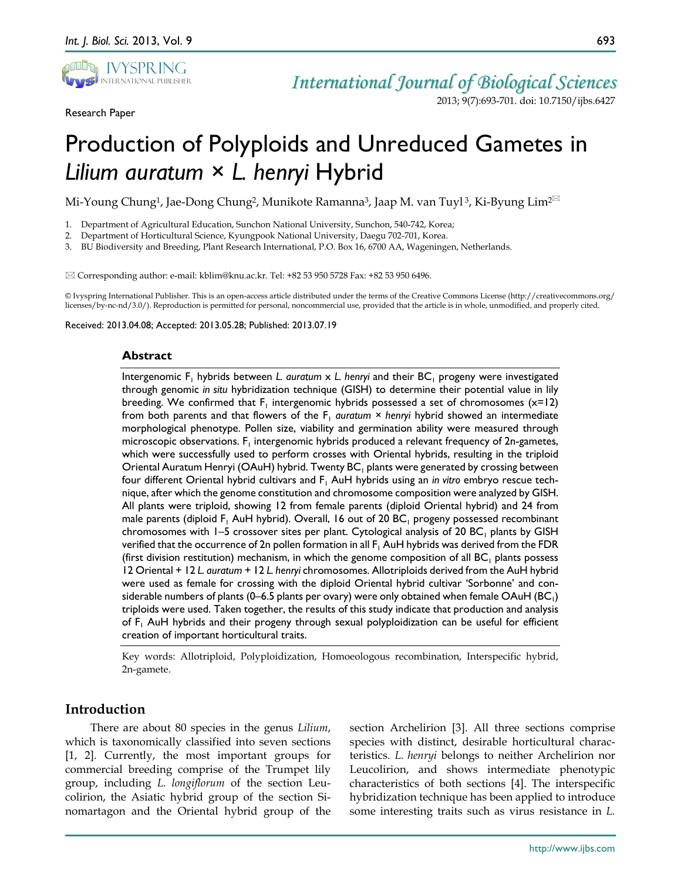Research Paper

# Production of Polyploids and Unreduced Gametes in *Lilium auratum* × *L. henryi* Hybrid

Mi-Young Chung[1], Jae-Dong Chung[2], Munikote Ramanna[3], Jaap M. van Tuyl[3], Ki-Byung Lim[2]✉

1. Department of Agricultural Education, Sunchon National University, Sunchon, 540-742, Korea;
2. Department of Horticultural Science, Kyungpook National University, Daegu 702-701, Korea.
3. BU Biodiversity and Breeding, Plant Research International, P.O. Box 16, 6700 AA, Wageningen, Netherlands.

✉ Corresponding author: e-mail: kblim@knu.ac.kr. Tel: +82 53 950 5728 Fax: +82 53 950 6496.

© Ivyspring International Publisher. This is an open-access article distributed under the terms of the Creative Commons License (http://creativecommons.org/licenses/by-nc-nd/3.0/). Reproduction is permitted for personal, noncommercial use, provided that the article is in whole, unmodified, and properly cited.

Received: 2013.04.08; Accepted: 2013.05.28; Published: 2013.07.19

## Abstract

Intergenomic $F_1$ hybrids between *L. auratum* x *L. henryi* and their $BC_1$ progeny were investigated through genomic *in situ* hybridization technique (GISH) to determine their potential value in lily breeding. We confirmed that $F_1$ intergenomic hybrids possessed a set of chromosomes (x=12) from both parents and that flowers of the $F_1$ *auratum* × *henryi* hybrid showed an intermediate morphological phenotype. Pollen size, viability and germination ability were measured through microscopic observations. $F_1$ intergenomic hybrids produced a relevant frequency of 2n-gametes, which were successfully used to perform crosses with Oriental hybrids, resulting in the triploid Oriental Auratum Henryi (OAuH) hybrid. Twenty $BC_1$ plants were generated by crossing between four different Oriental hybrid cultivars and $F_1$ AuH hybrids using an *in vitro* embryo rescue technique, after which the genome constitution and chromosome composition were analyzed by GISH. All plants were triploid, showing 12 from female parents (diploid Oriental hybrid) and 24 from male parents (diploid $F_1$ AuH hybrid). Overall, 16 out of 20 $BC_1$ progeny possessed recombinant chromosomes with 1–5 crossover sites per plant. Cytological analysis of 20 $BC_1$ plants by GISH verified that the occurrence of 2n pollen formation in all $F_1$ AuH hybrids was derived from the FDR (first division restitution) mechanism, in which the genome composition of all $BC_1$ plants possess 12 Oriental + 12 *L. auratum* + 12 *L. henryi* chromosomes. Allotriploids derived from the AuH hybrid were used as female for crossing with the diploid Oriental hybrid cultivar 'Sorbonne' and considerable numbers of plants (0–6.5 plants per ovary) were only obtained when female OAuH ($BC_1$) triploids were used. Taken together, the results of this study indicate that production and analysis of $F_1$ AuH hybrids and their progeny through sexual polyploidization can be useful for efficient creation of important horticultural traits.

Key words: Allotriploid, Polyploidization, Homoeologous recombination, Interspecific hybrid, 2n-gamete.

## Introduction

There are about 80 species in the genus *Lilium*, which is taxonomically classified into seven sections [1, 2]. Currently, the most important groups for commercial breeding comprise of the Trumpet lily group, including *L. longiflorum* of the section Leucolirion, the Asiatic hybrid group of the section Sinomartagon and the Oriental hybrid group of the section Archelirion [3]. All three sections comprise species with distinct, desirable horticultural characteristics. *L. henryi* belongs to neither Archelirion nor Leucolirion, and shows intermediate phenotypic characteristics of both sections [4]. The interspecific hybridization technique has been applied to introduce some interesting traits such as virus resistance in *L.*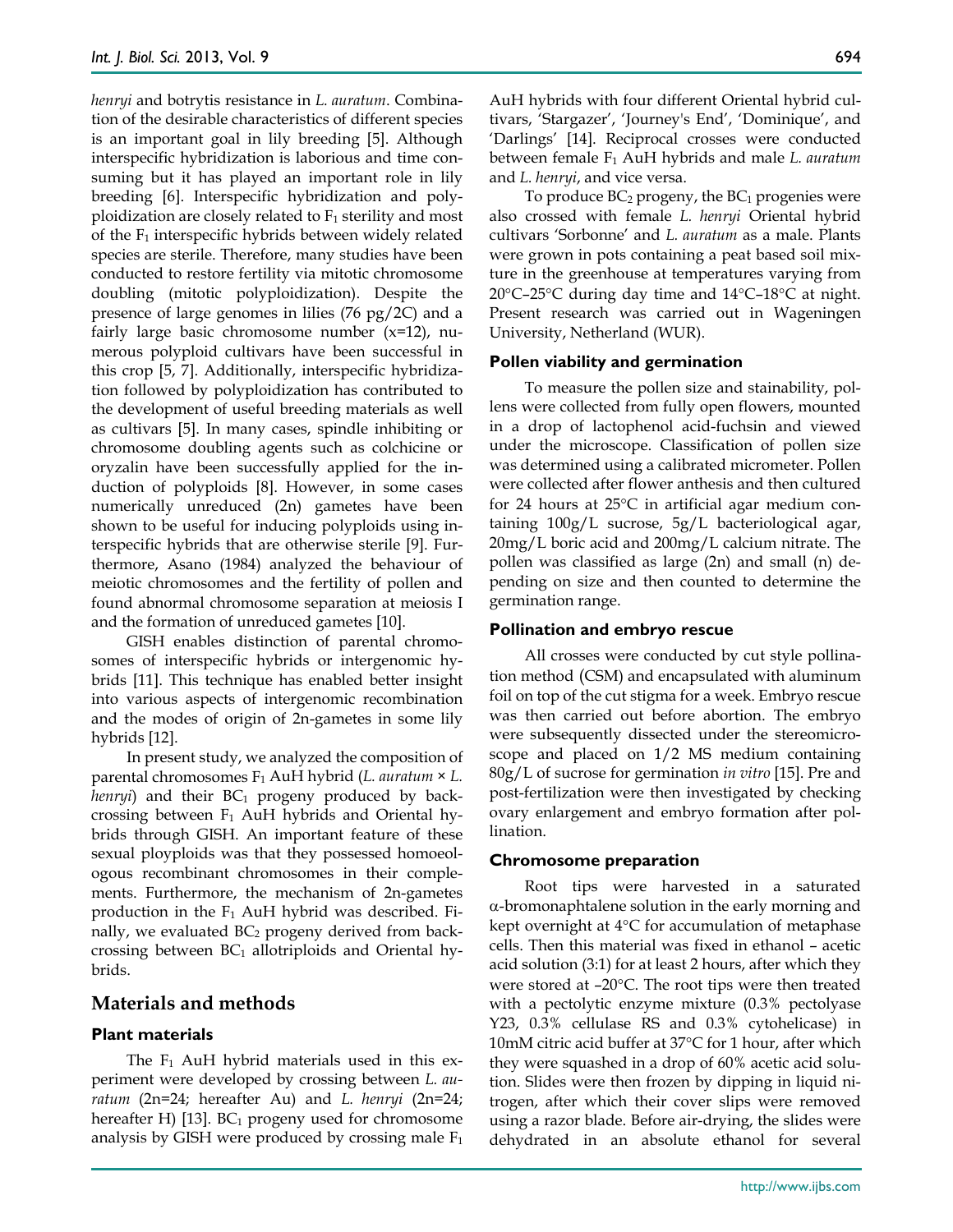*henryi* and botrytis resistance in *L. auratum*. Combination of the desirable characteristics of different species is an important goal in lily breeding [5]. Although interspecific hybridization is laborious and time consuming but it has played an important role in lily breeding [6]. Interspecific hybridization and polyploidization are closely related to $F_1$ sterility and most of the $F_1$ interspecific hybrids between widely related species are sterile. Therefore, many studies have been conducted to restore fertility via mitotic chromosome doubling (mitotic polyploidization). Despite the presence of large genomes in lilies (76 pg/2C) and a fairly large basic chromosome number (x=12), numerous polyploid cultivars have been successful in this crop [5, 7]. Additionally, interspecific hybridization followed by polyploidization has contributed to the development of useful breeding materials as well as cultivars [5]. In many cases, spindle inhibiting or chromosome doubling agents such as colchicine or oryzalin have been successfully applied for the induction of polyploids [8]. However, in some cases numerically unreduced (2n) gametes have been shown to be useful for inducing polyploids using interspecific hybrids that are otherwise sterile [9]. Furthermore, Asano (1984) analyzed the behaviour of meiotic chromosomes and the fertility of pollen and found abnormal chromosome separation at meiosis I and the formation of unreduced gametes [10].

GISH enables distinction of parental chromosomes of interspecific hybrids or intergenomic hybrids [11]. This technique has enabled better insight into various aspects of intergenomic recombination and the modes of origin of 2n-gametes in some lily hybrids [12].

In present study, we analyzed the composition of parental chromosomes $F_1$ AuH hybrid (*L. auratum* × *L. henryi*) and their $BC_1$ progeny produced by backcrossing between $F_1$ AuH hybrids and Oriental hybrids through GISH. An important feature of these sexual ployploids was that they possessed homoeologous recombinant chromosomes in their complements. Furthermore, the mechanism of 2n-gametes production in the $F_1$ AuH hybrid was described. Finally, we evaluated $BC_2$ progeny derived from backcrossing between $BC_1$ allotriploids and Oriental hybrids.

## Materials and methods

### Plant materials

The $F_1$ AuH hybrid materials used in this experiment were developed by crossing between *L. auratum* (2n=24; hereafter Au) and *L. henryi* (2n=24; hereafter H) [13]. $BC_1$ progeny used for chromosome analysis by GISH were produced by crossing male $F_1$ AuH hybrids with four different Oriental hybrid cultivars, 'Stargazer', 'Journey's End', 'Dominique', and 'Darlings' [14]. Reciprocal crosses were conducted between female $F_1$ AuH hybrids and male *L. auratum* and *L. henryi*, and vice versa.

To produce $BC_2$ progeny, the $BC_1$ progenies were also crossed with female *L. henryi* Oriental hybrid cultivars 'Sorbonne' and *L. auratum* as a male. Plants were grown in pots containing a peat based soil mixture in the greenhouse at temperatures varying from 20°C–25°C during day time and 14°C–18°C at night. Present research was carried out in Wageningen University, Netherland (WUR).

### Pollen viability and germination

To measure the pollen size and stainability, pollens were collected from fully open flowers, mounted in a drop of lactophenol acid-fuchsin and viewed under the microscope. Classification of pollen size was determined using a calibrated micrometer. Pollen were collected after flower anthesis and then cultured for 24 hours at 25°C in artificial agar medium containing 100g/L sucrose, 5g/L bacteriological agar, 20mg/L boric acid and 200mg/L calcium nitrate. The pollen was classified as large (2n) and small (n) depending on size and then counted to determine the germination range.

### Pollination and embryo rescue

All crosses were conducted by cut style pollination method (CSM) and encapsulated with aluminum foil on top of the cut stigma for a week. Embryo rescue was then carried out before abortion. The embryo were subsequently dissected under the stereomicroscope and placed on 1/2 MS medium containing 80g/L of sucrose for germination *in vitro* [15]. Pre and post-fertilization were then investigated by checking ovary enlargement and embryo formation after pollination.

### Chromosome preparation

Root tips were harvested in a saturated α-bromonaphtalene solution in the early morning and kept overnight at 4°C for accumulation of metaphase cells. Then this material was fixed in ethanol – acetic acid solution (3:1) for at least 2 hours, after which they were stored at -20°C. The root tips were then treated with a pectolytic enzyme mixture (0.3% pectolyase Y23, 0.3% cellulase RS and 0.3% cytohelicase) in 10mM citric acid buffer at 37°C for 1 hour, after which they were squashed in a drop of 60% acetic acid solution. Slides were then frozen by dipping in liquid nitrogen, after which their cover slips were removed using a razor blade. Before air-drying, the slides were dehydrated in an absolute ethanol for several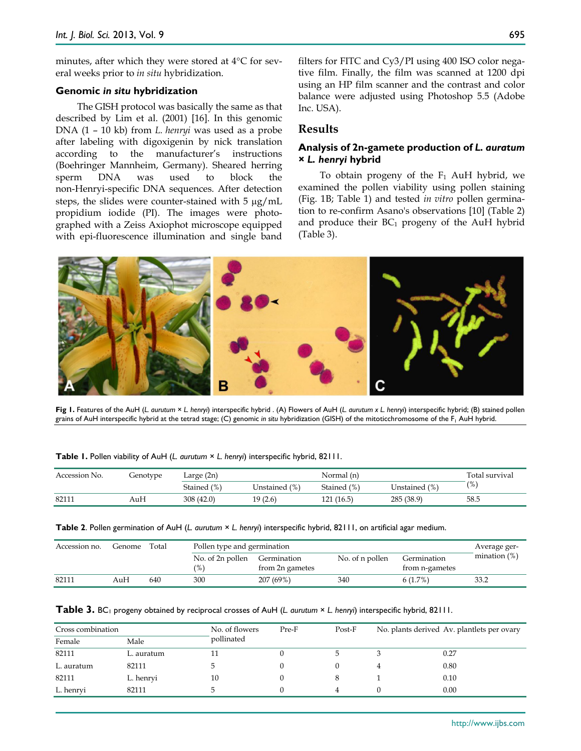minutes, after which they were stored at 4°C for several weeks prior to *in situ* hybridization.

### Genomic *in situ* hybridization

The GISH protocol was basically the same as that described by Lim et al. (2001) [16]. In this genomic DNA (1 – 10 kb) from *L. henryi* was used as a probe after labeling with digoxigenin by nick translation according to the manufacturer's instructions (Boehringer Mannheim, Germany). Sheared herring sperm DNA was used to block the non-Henryi-specific DNA sequences. After detection steps, the slides were counter-stained with 5 μg/mL propidium iodide (PI). The images were photographed with a Zeiss Axiophot microscope equipped with epi-fluorescence illumination and single band filters for FITC and Cy3/PI using 400 ISO color negative film. Finally, the film was scanned at 1200 dpi using an HP film scanner and the contrast and color balance were adjusted using Photoshop 5.5 (Adobe Inc. USA).

## Results

### Analysis of 2n-gamete production of *L. auratum* × *L. henryi* hybrid

To obtain progeny of the $F_1$ AuH hybrid, we examined the pollen viability using pollen staining (Fig. 1B; Table 1) and tested *in vitro* pollen germination to re-confirm Asano's observations [10] (Table 2) and produce their $BC_1$ progeny of the AuH hybrid (Table 3).

**Fig 1.** Features of the AuH (*L. aurutum* × *L. henryi*) interspecific hybrid . (A) Flowers of AuH (*L. aurutum x L. henryi*) interspecific hybrid; (B) stained pollen grains of AuH interspecific hybrid at the tetrad stage; (C) genomic *in situ* hybridization (GISH) of the mitoticchromosome of the $F_1$ AuH hybrid.

**Table 1.** Pollen viability of AuH (*L. aurutum* × *L. henryi*) interspecific hybrid, 82111.

| Accession No. | Genotype | Large (2n) | | Normal (n) | | Total survival (%) |
|---|---|---|---|---|---|---|
| | | Stained (%) | Unstained (%) | Stained (%) | Unstained (%) | |
| 82111 | AuH | 308 (42.0) | 19 (2.6) | 121 (16.5) | 285 (38.9) | 58.5 |

**Table 2**. Pollen germination of AuH (*L. aurutum* × *L. henryi*) interspecific hybrid, 82111, on artificial agar medium.

| Accession no. | Genome | Total | Pollen type and germination | | | | Average germination (%) |
|---|---|---|---|---|---|---|---|
| | | | No. of 2n pollen (%) | Germination from 2n gametes | No. of n pollen | Germination from n-gametes | |
| 82111 | AuH | 640 | 300 | 207 (69%) | 340 | 6 (1.7%) | 33.2 |

**Table 3.** $BC_1$ progeny obtained by reciprocal crosses of AuH (*L. aurutum* × *L. henryi*) interspecific hybrid, 82111.

| Cross combination | | No. of flowers pollinated | Pre-F | Post-F | No. plants derived | Av. plantlets per ovary |
|---|---|---|---|---|---|---|
| Female | Male | | | | | |
| 82111 | L. auratum | 11 | 0 | 5 | 3 | 0.27 |
| L. auratum | 82111 | 5 | 0 | 0 | 4 | 0.80 |
| 82111 | L. henryi | 10 | 0 | 8 | 1 | 0.10 |
| L. henryi | 82111 | 5 | 0 | 4 | 0 | 0.00 |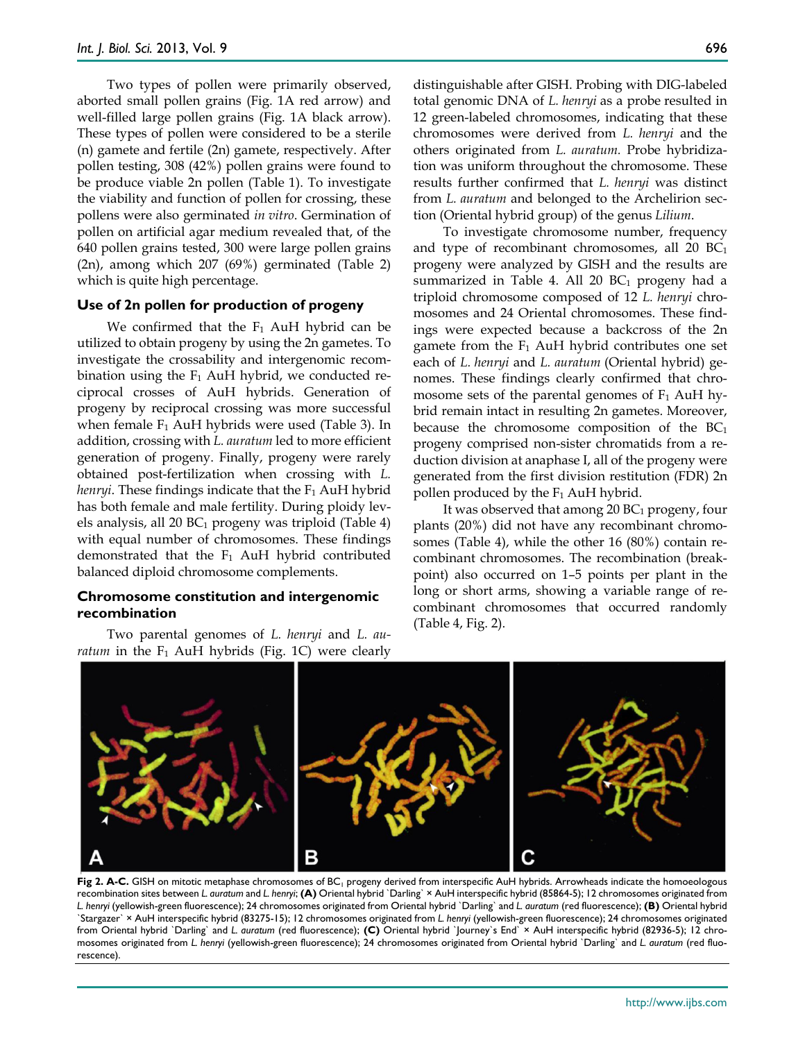Two types of pollen were primarily observed, aborted small pollen grains (Fig. 1A red arrow) and well-filled large pollen grains (Fig. 1A black arrow). These types of pollen were considered to be a sterile (n) gamete and fertile (2n) gamete, respectively. After pollen testing, 308 (42%) pollen grains were found to be produce viable 2n pollen (Table 1). To investigate the viability and function of pollen for crossing, these pollens were also germinated *in vitro*. Germination of pollen on artificial agar medium revealed that, of the 640 pollen grains tested, 300 were large pollen grains (2n), among which 207 (69%) germinated (Table 2) which is quite high percentage.

### Use of 2n pollen for production of progeny

We confirmed that the $F_1$ AuH hybrid can be utilized to obtain progeny by using the 2n gametes. To investigate the crossability and intergenomic recombination using the $F_1$ AuH hybrid, we conducted reciprocal crosses of AuH hybrids. Generation of progeny by reciprocal crossing was more successful when female $F_1$ AuH hybrids were used (Table 3). In addition, crossing with *L. auratum* led to more efficient generation of progeny. Finally, progeny were rarely obtained post-fertilization when crossing with *L. henryi*. These findings indicate that the $F_1$ AuH hybrid has both female and male fertility. During ploidy levels analysis, all 20 $BC_1$ progeny was triploid (Table 4) with equal number of chromosomes. These findings demonstrated that the $F_1$ AuH hybrid contributed balanced diploid chromosome complements.

### Chromosome constitution and intergenomic recombination

Two parental genomes of *L. henryi* and *L. auratum* in the $F_1$ AuH hybrids (Fig. 1C) were clearly distinguishable after GISH. Probing with DIG-labeled total genomic DNA of *L. henryi* as a probe resulted in 12 green-labeled chromosomes, indicating that these chromosomes were derived from *L. henryi* and the others originated from *L. auratum.* Probe hybridization was uniform throughout the chromosome. These results further confirmed that *L. henryi* was distinct from *L. auratum* and belonged to the Archelirion section (Oriental hybrid group) of the genus *Lilium*.

To investigate chromosome number, frequency and type of recombinant chromosomes, all 20 $BC_1$ progeny were analyzed by GISH and the results are summarized in Table 4. All 20 $BC_1$ progeny had a triploid chromosome composed of 12 *L. henryi* chromosomes and 24 Oriental chromosomes. These findings were expected because a backcross of the 2n gamete from the $F_1$ AuH hybrid contributes one set each of *L. henryi* and *L. auratum* (Oriental hybrid) genomes. These findings clearly confirmed that chromosome sets of the parental genomes of $F_1$ AuH hybrid remain intact in resulting 2n gametes. Moreover, because the chromosome composition of the $BC_1$ progeny comprised non-sister chromatids from a reduction division at anaphase I, all of the progeny were generated from the first division restitution (FDR) 2n pollen produced by the $F_1$ AuH hybrid.

It was observed that among 20 $BC_1$ progeny, four plants (20%) did not have any recombinant chromosomes (Table 4), while the other 16 (80%) contain recombinant chromosomes. The recombination (breakpoint) also occurred on 1–5 points per plant in the long or short arms, showing a variable range of recombinant chromosomes that occurred randomly (Table 4, Fig. 2).

**Fig 2. A-C.** GISH on mitotic metaphase chromosomes of $BC_1$ progeny derived from interspecific AuH hybrids. Arrowheads indicate the homoeologous recombination sites between *L. auratum* and *L. henryi*; **(A)** Oriental hybrid `Darling` × AuH interspecific hybrid (85864-5); 12 chromosomes originated from *L. henryi* (yellowish-green fluorescence); 24 chromosomes originated from Oriental hybrid `Darling` and *L. auratum* (red fluorescence); **(B)** Oriental hybrid `Stargazer` × AuH interspecific hybrid (83275-15); 12 chromosomes originated from *L. henryi* (yellowish-green fluorescence); 24 chromosomes originated from Oriental hybrid `Darling` and *L. auratum* (red fluorescence); **(C)** Oriental hybrid `Journey`s End` × AuH interspecific hybrid (82936-5); 12 chromosomes originated from *L. henryi* (yellowish-green fluorescence); 24 chromosomes originated from Oriental hybrid `Darling` and *L. auratum* (red fluorescence).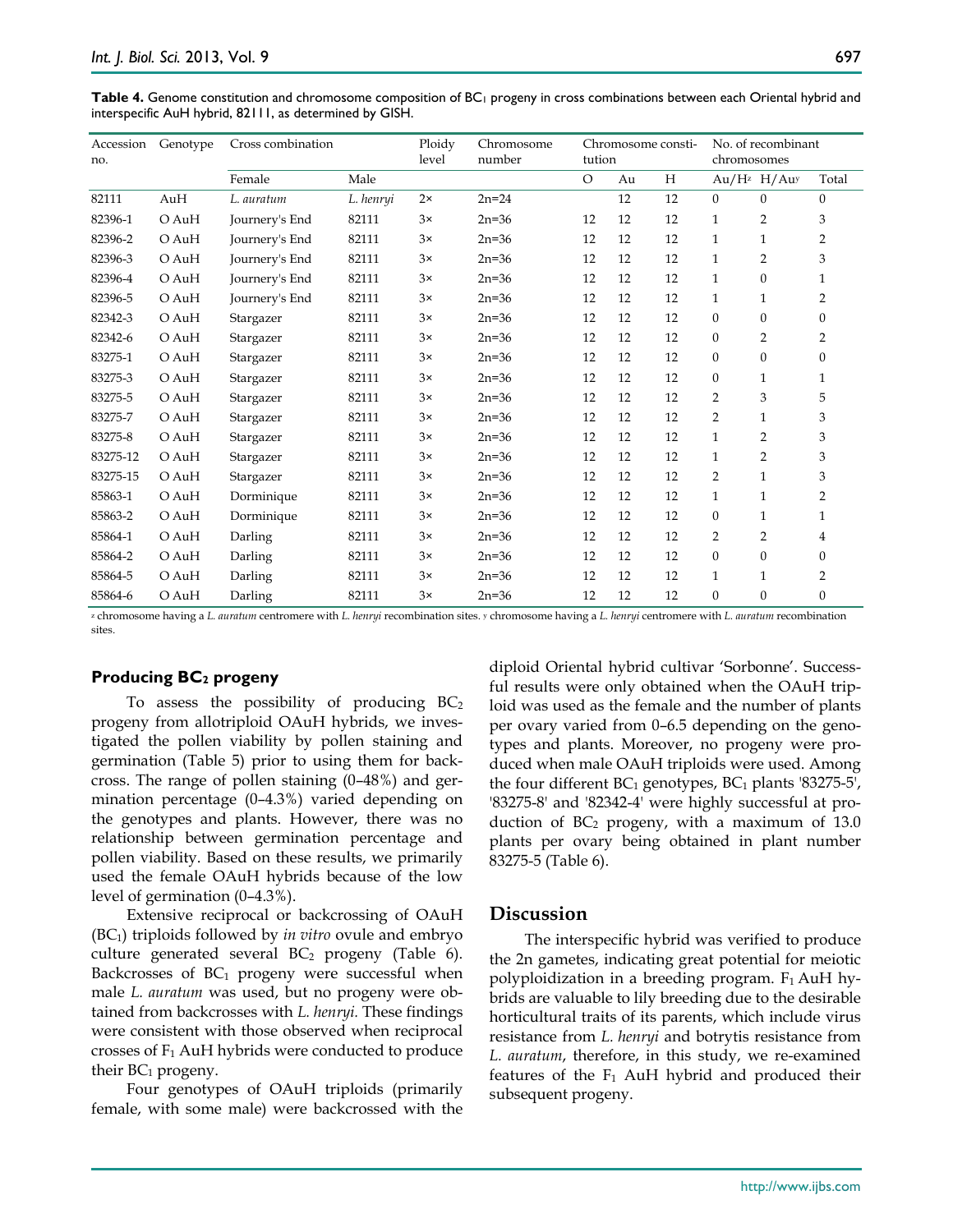**Table 4.** Genome constitution and chromosome composition of $BC_1$ progeny in cross combinations between each Oriental hybrid and interspecific AuH hybrid, 82111, as determined by GISH.

| Accession no. | Genotype | Cross combination | | Ploidy level | Chromosome number | Chromosome constitution | | | No. of recombinant chromosomes | | |
|---|---|---|---|---|---|---|---|---|---|---|---|
| | | Female | Male | | | O | Au | H | Au/H[z] | H/Au[y] | Total |
| 82111 | AuH | *L. auratum* | *L. henryi* | 2× | 2n=24 | | 12 | 12 | 0 | 0 | 0 |
| 82396-1 | O AuH | Journery's End | 82111 | 3× | 2n=36 | 12 | 12 | 12 | 1 | 2 | 3 |
| 82396-2 | O AuH | Journery's End | 82111 | 3× | 2n=36 | 12 | 12 | 12 | 1 | 1 | 2 |
| 82396-3 | O AuH | Journery's End | 82111 | 3× | 2n=36 | 12 | 12 | 12 | 1 | 2 | 3 |
| 82396-4 | O AuH | Journery's End | 82111 | 3× | 2n=36 | 12 | 12 | 12 | 1 | 0 | 1 |
| 82396-5 | O AuH | Journery's End | 82111 | 3× | 2n=36 | 12 | 12 | 12 | 1 | 1 | 2 |
| 82342-3 | O AuH | Stargazer | 82111 | 3× | 2n=36 | 12 | 12 | 12 | 0 | 0 | 0 |
| 82342-6 | O AuH | Stargazer | 82111 | 3× | 2n=36 | 12 | 12 | 12 | 0 | 2 | 2 |
| 83275-1 | O AuH | Stargazer | 82111 | 3× | 2n=36 | 12 | 12 | 12 | 0 | 0 | 0 |
| 83275-3 | O AuH | Stargazer | 82111 | 3× | 2n=36 | 12 | 12 | 12 | 0 | 1 | 1 |
| 83275-5 | O AuH | Stargazer | 82111 | 3× | 2n=36 | 12 | 12 | 12 | 2 | 3 | 5 |
| 83275-7 | O AuH | Stargazer | 82111 | 3× | 2n=36 | 12 | 12 | 12 | 2 | 1 | 3 |
| 83275-8 | O AuH | Stargazer | 82111 | 3× | 2n=36 | 12 | 12 | 12 | 1 | 2 | 3 |
| 83275-12 | O AuH | Stargazer | 82111 | 3× | 2n=36 | 12 | 12 | 12 | 1 | 2 | 3 |
| 83275-15 | O AuH | Stargazer | 82111 | 3× | 2n=36 | 12 | 12 | 12 | 2 | 1 | 3 |
| 85863-1 | O AuH | Dorminique | 82111 | 3× | 2n=36 | 12 | 12 | 12 | 1 | 1 | 2 |
| 85863-2 | O AuH | Dorminique | 82111 | 3× | 2n=36 | 12 | 12 | 12 | 0 | 1 | 1 |
| 85864-1 | O AuH | Darling | 82111 | 3× | 2n=36 | 12 | 12 | 12 | 2 | 2 | 4 |
| 85864-2 | O AuH | Darling | 82111 | 3× | 2n=36 | 12 | 12 | 12 | 0 | 0 | 0 |
| 85864-5 | O AuH | Darling | 82111 | 3× | 2n=36 | 12 | 12 | 12 | 1 | 1 | 2 |
| 85864-6 | O AuH | Darling | 82111 | 3× | 2n=36 | 12 | 12 | 12 | 0 | 0 | 0 |

[z] chromosome having a *L. auratum* centromere with *L. henryi* recombination sites. [y] chromosome having a *L. henryi* centromere with *L. auratum* recombination sites.

### Producing $BC_2$ progeny

To assess the possibility of producing $BC_2$ progeny from allotriploid OAuH hybrids, we investigated the pollen viability by pollen staining and germination (Table 5) prior to using them for backcross. The range of pollen staining (0–48%) and germination percentage (0–4.3%) varied depending on the genotypes and plants. However, there was no relationship between germination percentage and pollen viability. Based on these results, we primarily used the female OAuH hybrids because of the low level of germination (0–4.3%).

Extensive reciprocal or backcrossing of OAuH ($BC_1$) triploids followed by *in vitro* ovule and embryo culture generated several $BC_2$ progeny (Table 6). Backcrosses of $BC_1$ progeny were successful when male *L. auratum* was used, but no progeny were obtained from backcrosses with *L. henryi*. These findings were consistent with those observed when reciprocal crosses of $F_1$ AuH hybrids were conducted to produce their $BC_1$ progeny.

Four genotypes of OAuH triploids (primarily female, with some male) were backcrossed with the diploid Oriental hybrid cultivar 'Sorbonne'. Successful results were only obtained when the OAuH triploid was used as the female and the number of plants per ovary varied from 0–6.5 depending on the genotypes and plants. Moreover, no progeny were produced when male OAuH triploids were used. Among the four different $BC_1$ genotypes, $BC_1$ plants '83275-5', '83275-8' and '82342-4' were highly successful at production of $BC_2$ progeny, with a maximum of 13.0 plants per ovary being obtained in plant number 83275-5 (Table 6).

## Discussion

The interspecific hybrid was verified to produce the 2n gametes, indicating great potential for meiotic polyploidization in a breeding program. $F_1$ AuH hybrids are valuable to lily breeding due to the desirable horticultural traits of its parents, which include virus resistance from *L. henryi* and botrytis resistance from *L. auratum*, therefore, in this study, we re-examined features of the $F_1$ AuH hybrid and produced their subsequent progeny.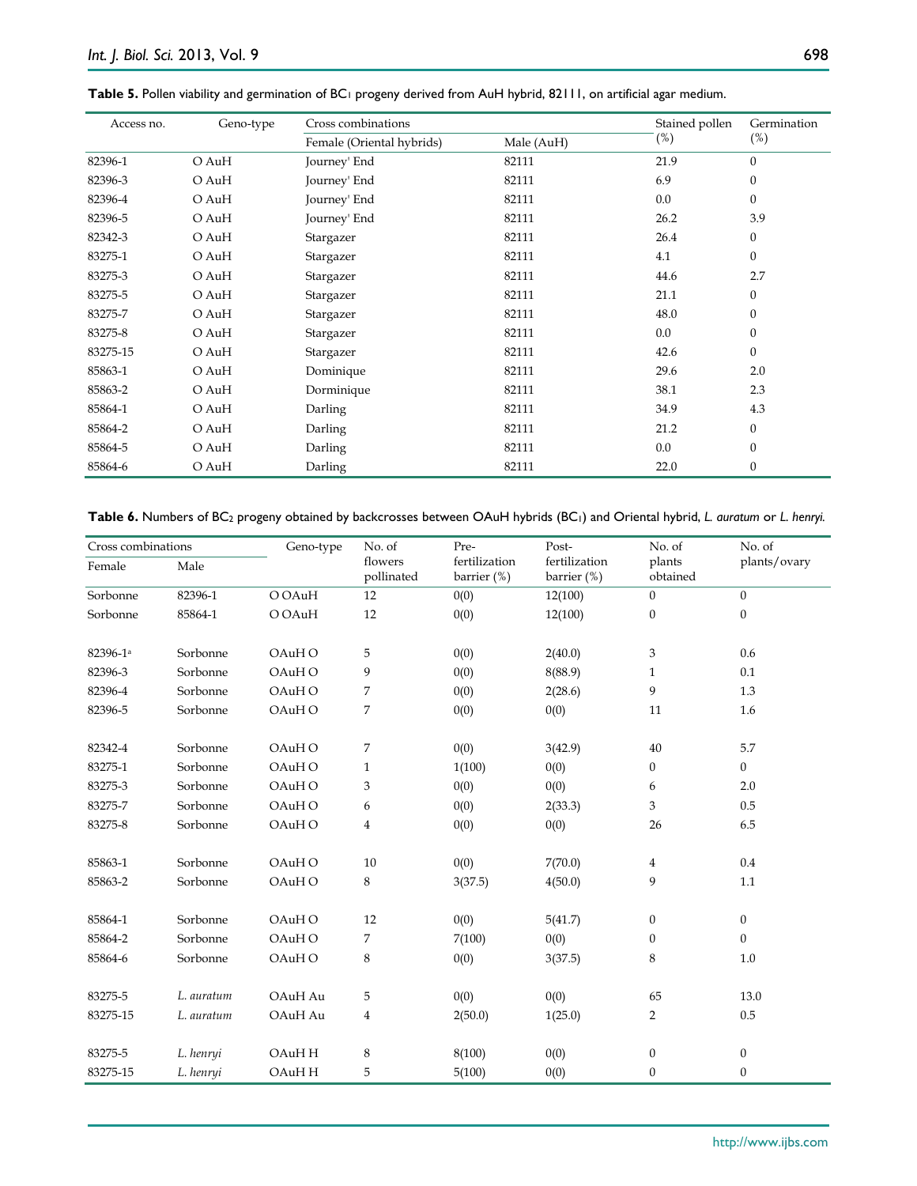**Table 5.** Pollen viability and germination of $BC_1$ progeny derived from AuH hybrid, 82111, on artificial agar medium.

| Access no. | Geno-type | Cross combinations | | Stained pollen (%) | Germination (%) |
|---|---|---|---|---|---|
| | | Female (Oriental hybrids) | Male (AuH) | | |
| 82396-1 | O AuH | Journey' End | 82111 | 21.9 | 0 |
| 82396-3 | O AuH | Journey' End | 82111 | 6.9 | 0 |
| 82396-4 | O AuH | Journey' End | 82111 | 0.0 | 0 |
| 82396-5 | O AuH | Journey' End | 82111 | 26.2 | 3.9 |
| 82342-3 | O AuH | Stargazer | 82111 | 26.4 | 0 |
| 83275-1 | O AuH | Stargazer | 82111 | 4.1 | 0 |
| 83275-3 | O AuH | Stargazer | 82111 | 44.6 | 2.7 |
| 83275-5 | O AuH | Stargazer | 82111 | 21.1 | 0 |
| 83275-7 | O AuH | Stargazer | 82111 | 48.0 | 0 |
| 83275-8 | O AuH | Stargazer | 82111 | 0.0 | 0 |
| 83275-15 | O AuH | Stargazer | 82111 | 42.6 | 0 |
| 85863-1 | O AuH | Dominique | 82111 | 29.6 | 2.0 |
| 85863-2 | O AuH | Dorminique | 82111 | 38.1 | 2.3 |
| 85864-1 | O AuH | Darling | 82111 | 34.9 | 4.3 |
| 85864-2 | O AuH | Darling | 82111 | 21.2 | 0 |
| 85864-5 | O AuH | Darling | 82111 | 0.0 | 0 |
| 85864-6 | O AuH | Darling | 82111 | 22.0 | 0 |

**Table 6.** Numbers of $BC_2$ progeny obtained by backcrosses between OAuH hybrids ($BC_1$) and Oriental hybrid, *L. auratum* or *L. henryi.*

| Cross combinations | | Geno-type | No. of flowers pollinated | Pre-fertilization barrier (%) | Post-fertilization barrier (%) | No. of plants obtained | No. of plants/ovary |
|---|---|---|---|---|---|---|---|
| Female | Male | | | | | | |
| Sorbonne | 82396-1 | O OAuH | 12 | 0(0) | 12(100) | 0 | 0 |
| Sorbonne | 85864-1 | O OAuH | 12 | 0(0) | 12(100) | 0 | 0 |
| 82396-1[a] | Sorbonne | OAuH O | 5 | 0(0) | 2(40.0) | 3 | 0.6 |
| 82396-3 | Sorbonne | OAuH O | 9 | 0(0) | 8(88.9) | 1 | 0.1 |
| 82396-4 | Sorbonne | OAuH O | 7 | 0(0) | 2(28.6) | 9 | 1.3 |
| 82396-5 | Sorbonne | OAuH O | 7 | 0(0) | 0(0) | 11 | 1.6 |
| 82342-4 | Sorbonne | OAuH O | 7 | 0(0) | 3(42.9) | 40 | 5.7 |
| 83275-1 | Sorbonne | OAuH O | 1 | 1(100) | 0(0) | 0 | 0 |
| 83275-3 | Sorbonne | OAuH O | 3 | 0(0) | 0(0) | 6 | 2.0 |
| 83275-7 | Sorbonne | OAuH O | 6 | 0(0) | 2(33.3) | 3 | 0.5 |
| 83275-8 | Sorbonne | OAuH O | 4 | 0(0) | 0(0) | 26 | 6.5 |
| 85863-1 | Sorbonne | OAuH O | 10 | 0(0) | 7(70.0) | 4 | 0.4 |
| 85863-2 | Sorbonne | OAuH O | 8 | 3(37.5) | 4(50.0) | 9 | 1.1 |
| 85864-1 | Sorbonne | OAuH O | 12 | 0(0) | 5(41.7) | 0 | 0 |
| 85864-2 | Sorbonne | OAuH O | 7 | 7(100) | 0(0) | 0 | 0 |
| 85864-6 | Sorbonne | OAuH O | 8 | 0(0) | 3(37.5) | 8 | 1.0 |
| 83275-5 | *L. auratum* | OAuH Au | 5 | 0(0) | 0(0) | 65 | 13.0 |
| 83275-15 | *L. auratum* | OAuH Au | 4 | 2(50.0) | 1(25.0) | 2 | 0.5 |
| 83275-5 | *L. henryi* | OAuH H | 8 | 8(100) | 0(0) | 0 | 0 |
| 83275-15 | *L. henryi* | OAuH H | 5 | 5(100) | 0(0) | 0 | 0 |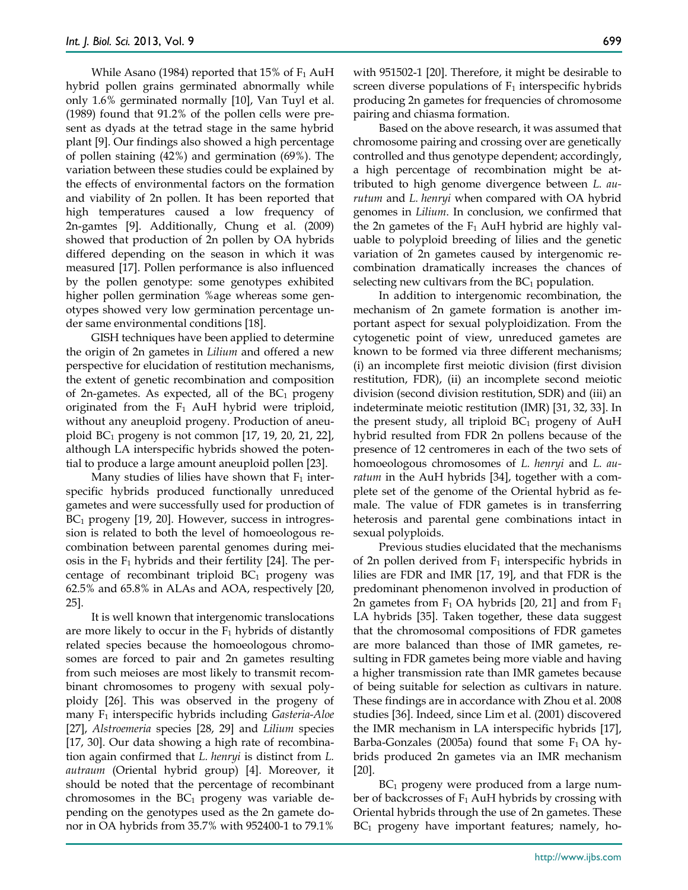While Asano (1984) reported that 15% of $F_1$ AuH hybrid pollen grains germinated abnormally while only 1.6% germinated normally [10], Van Tuyl et al. (1989) found that 91.2% of the pollen cells were present as dyads at the tetrad stage in the same hybrid plant [9]. Our findings also showed a high percentage of pollen staining (42%) and germination (69%). The variation between these studies could be explained by the effects of environmental factors on the formation and viability of 2n pollen. It has been reported that high temperatures caused a low frequency of 2n-gamtes [9]. Additionally, Chung et al. (2009) showed that production of 2n pollen by OA hybrids differed depending on the season in which it was measured [17]. Pollen performance is also influenced by the pollen genotype: some genotypes exhibited higher pollen germination %age whereas some genotypes showed very low germination percentage under same environmental conditions [18].

GISH techniques have been applied to determine the origin of 2n gametes in *Lilium* and offered a new perspective for elucidation of restitution mechanisms, the extent of genetic recombination and composition of 2n-gametes. As expected, all of the $BC_1$ progeny originated from the $F_1$ AuH hybrid were triploid, without any aneuploid progeny. Production of aneuploid $BC_1$ progeny is not common [17, 19, 20, 21, 22], although LA interspecific hybrids showed the potential to produce a large amount aneuploid pollen [23].

Many studies of lilies have shown that $F_1$ interspecific hybrids produced functionally unreduced gametes and were successfully used for production of $BC_1$ progeny [19, 20]. However, success in introgression is related to both the level of homoeologous recombination between parental genomes during meiosis in the $F_1$ hybrids and their fertility [24]. The percentage of recombinant triploid $BC_1$ progeny was 62.5% and 65.8% in ALAs and AOA, respectively [20, 25].

It is well known that intergenomic translocations are more likely to occur in the $F_1$ hybrids of distantly related species because the homoeologous chromosomes are forced to pair and 2n gametes resulting from such meioses are most likely to transmit recombinant chromosomes to progeny with sexual polyploidy [26]. This was observed in the progeny of many $F_1$ interspecific hybrids including *Gasteria-Aloe* [27], *Alstroemeria* species [28, 29] and *Lilium* species [17, 30]. Our data showing a high rate of recombination again confirmed that *L. henryi* is distinct from *L. autraum* (Oriental hybrid group) [4]. Moreover, it should be noted that the percentage of recombinant chromosomes in the $BC_1$ progeny was variable depending on the genotypes used as the 2n gamete donor in OA hybrids from 35.7% with 952400-1 to 79.1% with 951502-1 [20]. Therefore, it might be desirable to screen diverse populations of $F_1$ interspecific hybrids producing 2n gametes for frequencies of chromosome pairing and chiasma formation.

Based on the above research, it was assumed that chromosome pairing and crossing over are genetically controlled and thus genotype dependent; accordingly, a high percentage of recombination might be attributed to high genome divergence between *L. aurutum* and *L. henryi* when compared with OA hybrid genomes in *Lilium*. In conclusion, we confirmed that the 2n gametes of the $F_1$ AuH hybrid are highly valuable to polyploid breeding of lilies and the genetic variation of 2n gametes caused by intergenomic recombination dramatically increases the chances of selecting new cultivars from the $BC_1$ population.

In addition to intergenomic recombination, the mechanism of 2n gamete formation is another important aspect for sexual polyploidization. From the cytogenetic point of view, unreduced gametes are known to be formed via three different mechanisms; (i) an incomplete first meiotic division (first division restitution, FDR), (ii) an incomplete second meiotic division (second division restitution, SDR) and (iii) an indeterminate meiotic restitution (IMR) [31, 32, 33]. In the present study, all triploid $BC_1$ progeny of AuH hybrid resulted from FDR 2n pollens because of the presence of 12 centromeres in each of the two sets of homoeologous chromosomes of *L. henryi* and *L. auratum* in the AuH hybrids [34], together with a complete set of the genome of the Oriental hybrid as female. The value of FDR gametes is in transferring heterosis and parental gene combinations intact in sexual polyploids.

Previous studies elucidated that the mechanisms of 2n pollen derived from $F_1$ interspecific hybrids in lilies are FDR and IMR [17, 19], and that FDR is the predominant phenomenon involved in production of 2n gametes from $F_1$ OA hybrids [20, 21] and from $F_1$ LA hybrids [35]. Taken together, these data suggest that the chromosomal compositions of FDR gametes are more balanced than those of IMR gametes, resulting in FDR gametes being more viable and having a higher transmission rate than IMR gametes because of being suitable for selection as cultivars in nature. These findings are in accordance with Zhou et al. 2008 studies [36]. Indeed, since Lim et al. (2001) discovered the IMR mechanism in LA interspecific hybrids [17], Barba-Gonzales (2005a) found that some $F_1$ OA hybrids produced 2n gametes via an IMR mechanism [20].

$BC_1$ progeny were produced from a large number of backcrosses of $F_1$ AuH hybrids by crossing with Oriental hybrids through the use of 2n gametes. These $BC_1$ progeny have important features; namely, ho-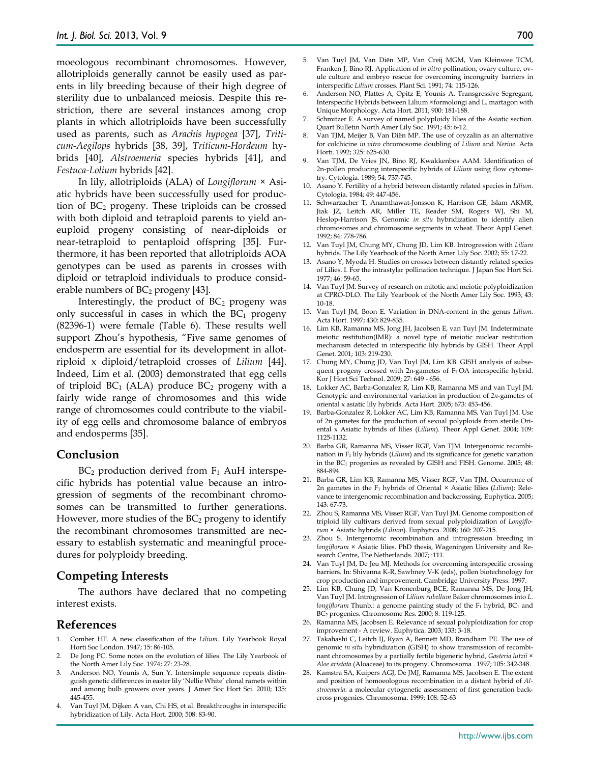moeologous recombinant chromosomes. However, allotriploids generally cannot be easily used as parents in lily breeding because of their high degree of sterility due to unbalanced meiosis. Despite this restriction, there are several instances among crop plants in which allotriploids have been successfully used as parents, such as *Arachis hypogea* [37], *Triticum-Aegilops* hybrids [38, 39], *Triticum-Hordeum* hybrids [40], *Alstroemeria* species hybrids [41], and *Festuca-Lolium* hybrids [42].

In lily, allotriploids (ALA) of *Longiflorum* × Asiatic hybrids have been successfully used for production of $BC_2$ progeny. These triploids can be crossed with both diploid and tetraploid parents to yield aneuploid progeny consisting of near-diploids or near-tetraploid to pentaploid offspring [35]. Furthermore, it has been reported that allotriploids AOA genotypes can be used as parents in crosses with diploid or tetraploid individuals to produce considerable numbers of $BC_2$ progeny [43].

Interestingly, the product of $BC_2$ progeny was only successful in cases in which the $BC_1$ progeny (82396-1) were female (Table 6). These results well support Zhou's hypothesis, "Five same genomes of endosperm are essential for its development in allotriploid x diploid/tetraploid crosses of *Lilium* [44]. Indeed, Lim et al. (2003) demonstrated that egg cells of triploid $BC_1$ (ALA) produce $BC_2$ progeny with a fairly wide range of chromosomes and this wide range of chromosomes could contribute to the viability of egg cells and chromosome balance of embryos and endosperms [35].

## Conclusion

$BC_2$ production derived from $F_1$ AuH interspecific hybrids has potential value because an introgression of segments of the recombinant chromosomes can be transmitted to further generations. However, more studies of the $BC_2$ progeny to identify the recombinant chromosomes transmitted are necessary to establish systematic and meaningful procedures for polyploidy breeding.

## Competing Interests

The authors have declared that no competing interest exists.

## References

1. Comber HF. A new classification of the *Lilium*. Lily Yearbook Royal Horti Soc London. 1947; 15: 86-105.
2. De Jong PC. Some notes on the evolution of lilies. The Lily Yearbook of the North Amer Lily Soc. 1974; 27: 23-28.
3. Anderson NO, Younis A, Sun Y. Intersimple sequence repeats distinguish genetic differences in easter lily 'Nellie White' clonal ramets within and among bulb growers over years. J Amer Soc Hort Sci. 2010; 135: 445-455.
4. Van Tuyl JM, Dijken A van, Chi HS, et al. Breakthroughs in interspecific hybridization of Lily. Acta Hort. 2000; 508: 83-90.
5. Van Tuyl JM, Van Diën MP, Van Creij MGM, Van Kleinwee TCM, Franken J, Bino RJ. Application of *in vitro* pollination, ovary culture, ovule culture and embryo rescue for overcoming incongruity barriers in interspecific *Lilium* crosses. Plant Sci. 1991; 74: 115-126.
6. Anderson NO, Plattes A, Opitz E, Younis A. Transgressive Segregant, Interspecific Hybrids between Lilium ×formolongi and L. martagon with Unique Morphology. Acta Hort. 2011; 900: 181-188.
7. Schmitzer E. A survey of named polyploidy lilies of the Asiatic section. Quart Bulletin North Amer Lily Soc. 1991; 45: 6-12.
8. Van TJM, Meijer B, Van Diën MP. The use of oryzalin as an alternative for colchicine *in vitro* chromosome doubling of *Lilium* and *Nerine*. Acta Horti. 1992; 325: 625-630.
9. Van TJM, De Vries JN, Bino RJ, Kwakkenbos AAM. Identification of 2n-pollen producing interspecific hybrids of *Lilium* using flow cytometry. Cytologia. 1989; 54: 737-745.
10. Asano Y. Fertility of a hybrid between distantly related species in *Lilium*. Cytologia. 1984; 49: 447-456.
11. Schwarzacher T, Anamthawat-Jonsson K, Harrison GE, Islam AKMR, Jiak JZ, Leitch AR, Miller TE, Reader SM, Rogers WJ, Shi M, Heslop-Harrison JS. Genomic *in situ* hybridization to identify alien chromosomes and chromosome segments in wheat. Theor Appl Genet. 1992; 84: 778-786.
12. Van Tuyl JM, Chung MY, Chung JD, Lim KB. Introgression with *Lilium* hybrids. The Lily Yearbook of the North Amer Lily Soc. 2002; 55: 17-22.
13. Asano Y, Myoda H. Studies on crosses between distantly related species of Lilies. I. For the intrastylar pollination technique. J Japan Soc Hort Sci. 1977; 46: 59-65.
14. Van Tuyl JM. Survey of research on mitotic and meiotic polyploidization at CPRO-DLO. The Lily Yearbook of the North Amer Lily Soc. 1993; 43: 10-18.
15. Van Tuyl JM, Boon E. Variation in DNA-content in the genus *Lilium*. Acta Hort. 1997; 430: 829-835.
16. Lim KB, Ramanna MS, Jong JH, Jacobsen E, van Tuyl JM. Indeterminate meiotic restitution(IMR): a novel type of meiotic nuclear restitution mechanism detected in interspecific lily hybrids by GISH. Theor Appl Genet. 2001; 103: 219-230.
17. Chung MY, Chung JD, Van Tuyl JM, Lim KB. GISH analysis of subsequent progeny crossed with 2n-gametes of $F_1$ OA interspecific hybrid. Kor J Hort Sci Technol. 2009; 27: 649 - 656.
18. Lokker AC, Barba-Gonzalez R, Lim KB, Ramanna MS and van Tuyl JM. Genotypic and environmental variation in production of *2n*-gametes of oriental x asiatic lily hybrids. Acta Hort. 2005; 673: 453-456.
19. Barba-Gonzalez R, Lokker AC, Lim KB, Ramanna MS, Van Tuyl JM. Use of 2n gametes for the production of sexual polyploids from sterile Oriental x Asiatic hybrids of lilies (*Lilium*). Theor Appl Genet. 2004; 109: 1125-1132.
20. Barba GR, Ramanna MS, Visser RGF, Van TJM. Intergenomic recombination in $F_1$ lily hybrids (*Lilium*) and its significance for genetic variation in the $BC_1$ progenies as revealed by GISH and FISH. Genome. 2005; 48: 884-894.
21. Barba GR, Lim KB, Ramanna MS, Visser RGF, Van TJM. Occurrence of 2n gametes in the $F_1$ hybrids of Oriental × Asiatic lilies (*Lilium*): Relevance to intergenomic recombination and backcrossing. Euphytica. 2005; 143: 67-73.
22. Zhou S, Ramanna MS, Visser RGF, Van Tuyl JM. Genome composition of triploid lily cultivars derived from sexual polyploidization of *Longiflorum* × Asiatic hybrids (*Lilium*). Euphytica. 2008; 160: 207-215.
23. Zhou S. Intergenomic recombination and introgression breeding in *longiflorum* × Asiatic lilies. PhD thesis, Wageningen University and Research Centre, The Netherlands. 2007; :111.
24. Van Tuyl JM, De Jeu MJ. Methods for overcoming interspecific crossing barriers. In: Shivanna K-R, Sawhney V-K (eds), pollen biotechnology for crop production and improvement, Cambridge University Press. 1997.
25. Lim KB, Chung JD, Van Kronenburg BCE, Ramanna MS, De Jong JH, Van Tuyl JM. Introgression of *Lilium rubellum* Baker chromosomes into *L. longiflorum* Thunb.: a genome painting study of the $F_1$ hybrid, $BC_1$ and $BC_2$ progenies. Chromosome Res. 2000; 8: 119-125.
26. Ramanna MS, Jacobsen E. Relevance of sexual polyploidization for crop improvement - A review. Euphytica. 2003; 133: 3-18.
27. Takahashi C, Leitch IJ, Ryan A, Bennett MD, Brandham PE. The use of genomic *in situ* hybridization (GISH) to show transmission of recombinant chromosomes by a partially fertile bigeneric hybrid, *Gasteria lutzii* × *Aloe aristata* (Aloaceae) to its progeny. Chromosoma . 1997; 105: 342-348.
28. Kamstra SA, Kuipers AGJ, De JMJ, Ramanna MS, Jacobsen E. The extent and position of homoeologous recombination in a distant hybrid of *Alstroemeria*: a molecular cytogenetic assessment of first generation backcross progenies. Chromosoma. 1999; 108: 52-63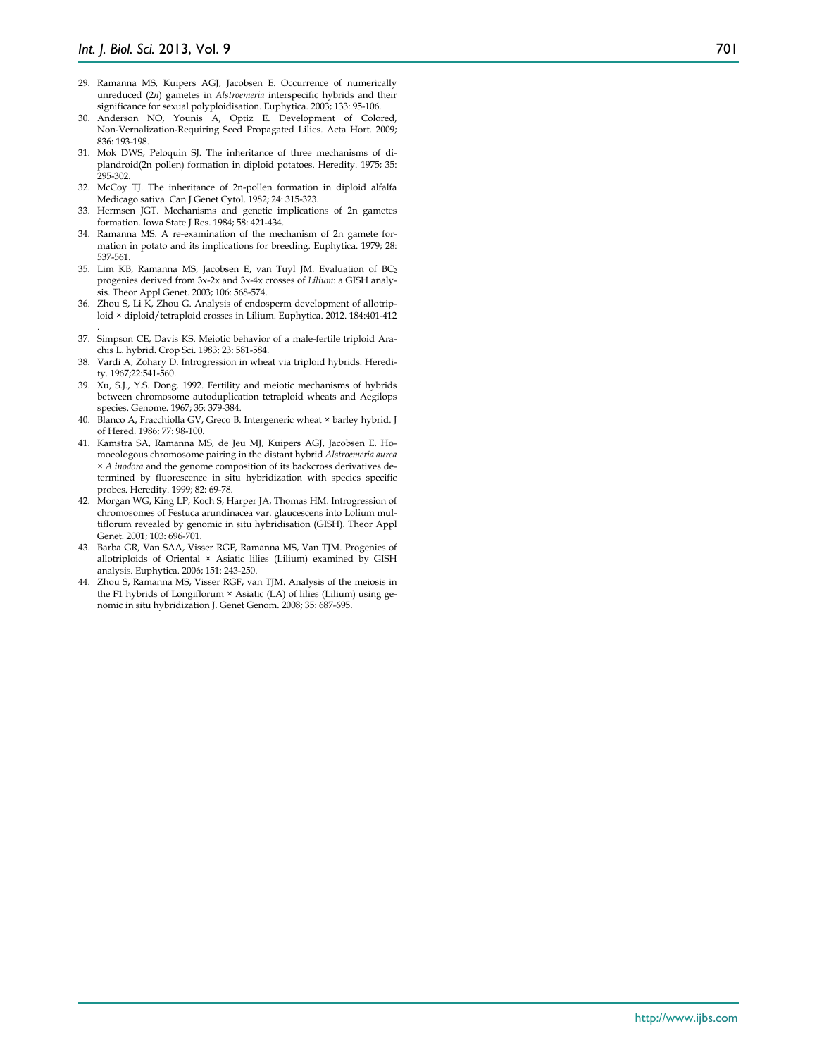29. Ramanna MS, Kuipers AGJ, Jacobsen E. Occurrence of numerically unreduced (2*n*) gametes in *Alstroemeria* interspecific hybrids and their significance for sexual polyploidisation. Euphytica. 2003; 133: 95-106.
30. Anderson NO, Younis A, Optiz E. Development of Colored, Non-Vernalization-Requiring Seed Propagated Lilies. Acta Hort. 2009; 836: 193-198.
31. Mok DWS, Peloquin SJ. The inheritance of three mechanisms of diplandroid(2n pollen) formation in diploid potatoes. Heredity. 1975; 35: 295-302.
32. McCoy TJ. The inheritance of 2n-pollen formation in diploid alfalfa Medicago sativa. Can J Genet Cytol. 1982; 24: 315-323.
33. Hermsen JGT. Mechanisms and genetic implications of 2n gametes formation. Iowa State J Res. 1984; 58: 421-434.
34. Ramanna MS. A re-examination of the mechanism of 2n gamete formation in potato and its implications for breeding. Euphytica. 1979; 28: 537-561.
35. Lim KB, Ramanna MS, Jacobsen E, van Tuyl JM. Evaluation of $BC_2$ progenies derived from 3x-2x and 3x-4x crosses of *Lilium*: a GISH analysis. Theor Appl Genet. 2003; 106: 568-574.
36. Zhou S, Li K, Zhou G. Analysis of endosperm development of allotriploid × diploid/tetraploid crosses in Lilium. Euphytica. 2012. 184:401-412 .
37. Simpson CE, Davis KS. Meiotic behavior of a male-fertile triploid Arachis L. hybrid. Crop Sci. 1983; 23: 581-584.
38. Vardi A, Zohary D. Introgression in wheat via triploid hybrids. Heredity. 1967;22:541-560.
39. Xu, S.J., Y.S. Dong. 1992. Fertility and meiotic mechanisms of hybrids between chromosome autoduplication tetraploid wheats and Aegilops species. Genome. 1967; 35: 379-384.
40. Blanco A, Fracchiolla GV, Greco B. Intergeneric wheat × barley hybrid. J of Hered. 1986; 77: 98-100.
41. Kamstra SA, Ramanna MS, de Jeu MJ, Kuipers AGJ, Jacobsen E. Homoeologous chromosome pairing in the distant hybrid *Alstroemeria aurea* × *A inodora* and the genome composition of its backcross derivatives determined by fluorescence in situ hybridization with species specific probes. Heredity. 1999; 82: 69-78.
42. Morgan WG, King LP, Koch S, Harper JA, Thomas HM. Introgression of chromosomes of Festuca arundinacea var. glaucescens into Lolium multiflorum revealed by genomic in situ hybridisation (GISH). Theor Appl Genet. 2001; 103: 696-701.
43. Barba GR, Van SAA, Visser RGF, Ramanna MS, Van TJM. Progenies of allotriploids of Oriental × Asiatic lilies (Lilium) examined by GISH analysis. Euphytica. 2006; 151: 243-250.
44. Zhou S, Ramanna MS, Visser RGF, van TJM. Analysis of the meiosis in the F1 hybrids of Longiflorum × Asiatic (LA) of lilies (Lilium) using genomic in situ hybridization J. Genet Genom. 2008; 35: 687-695.